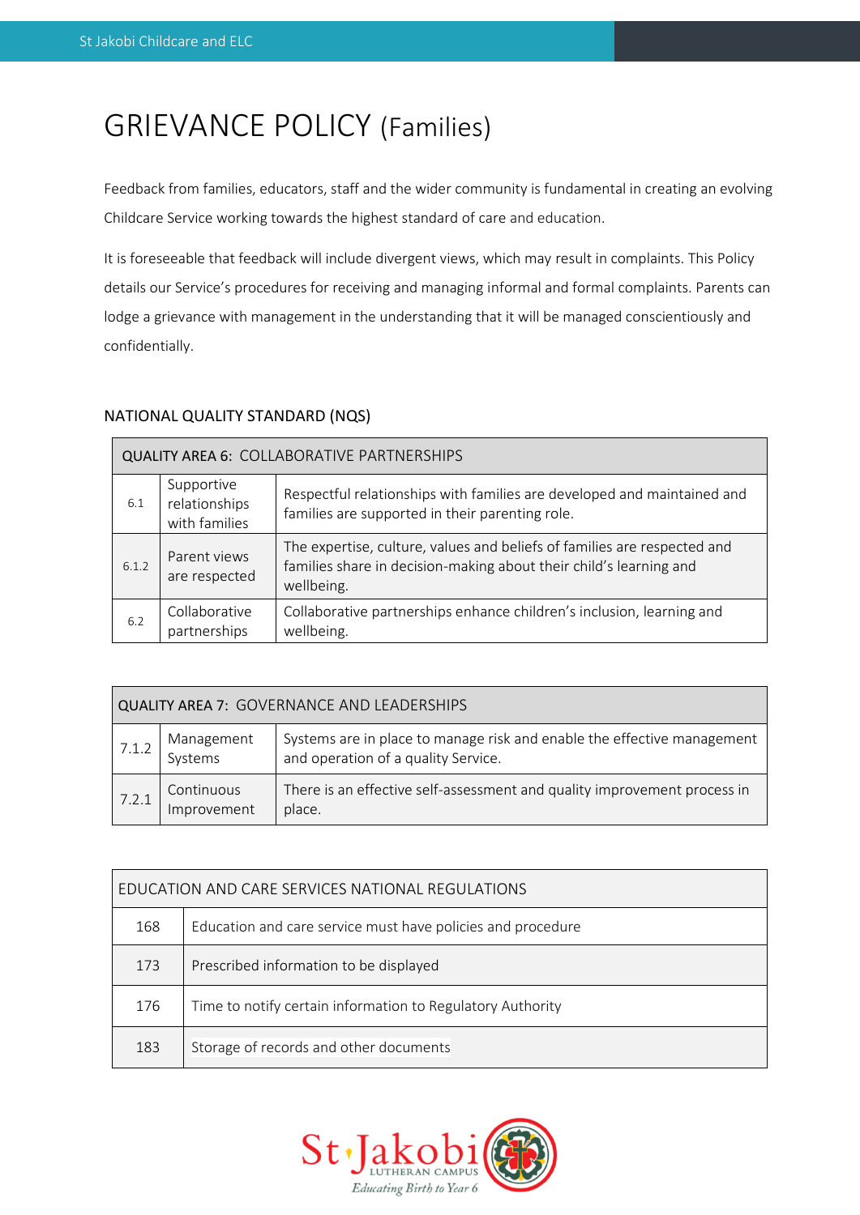# GRIEVANCE POLICY (Families)

Feedback from families, educators, staff and the wider community is fundamental in creating an evolving Childcare Service working towards the highest standard of care and education.

It is foreseeable that feedback will include divergent views, which may result in complaints. This Policy details our Service's procedures for receiving and managing informal and formal complaints. Parents can lodge a grievance with management in the understanding that it will be managed conscientiously and confidentially.

## NATIONAL QUALITY STANDARD (NQS)

| QUALITY AREA 6: COLLABORATIVE PARTNERSHIPS | | |
|---|---|---|
| 6.1 | Supportive relationships with families | Respectful relationships with families are developed and maintained and families are supported in their parenting role. |
| 6.1.2 | Parent views are respected | The expertise, culture, values and beliefs of families are respected and families share in decision-making about their child's learning and wellbeing. |
| 6.2 | Collaborative partnerships | Collaborative partnerships enhance children's inclusion, learning and wellbeing. |

| QUALITY AREA 7: GOVERNANCE AND LEADERSHIPS | | |
|---|---|---|
| 7.1.2 | Management Systems | Systems are in place to manage risk and enable the effective management and operation of a quality Service. |
| 7.2.1 | Continuous Improvement | There is an effective self-assessment and quality improvement process in place. |

| EDUCATION AND CARE SERVICES NATIONAL REGULATIONS | |
|---|---|
| 168 | Education and care service must have policies and procedure |
| 173 | Prescribed information to be displayed |
| 176 | Time to notify certain information to Regulatory Authority |
| 183 | Storage of records and other documents |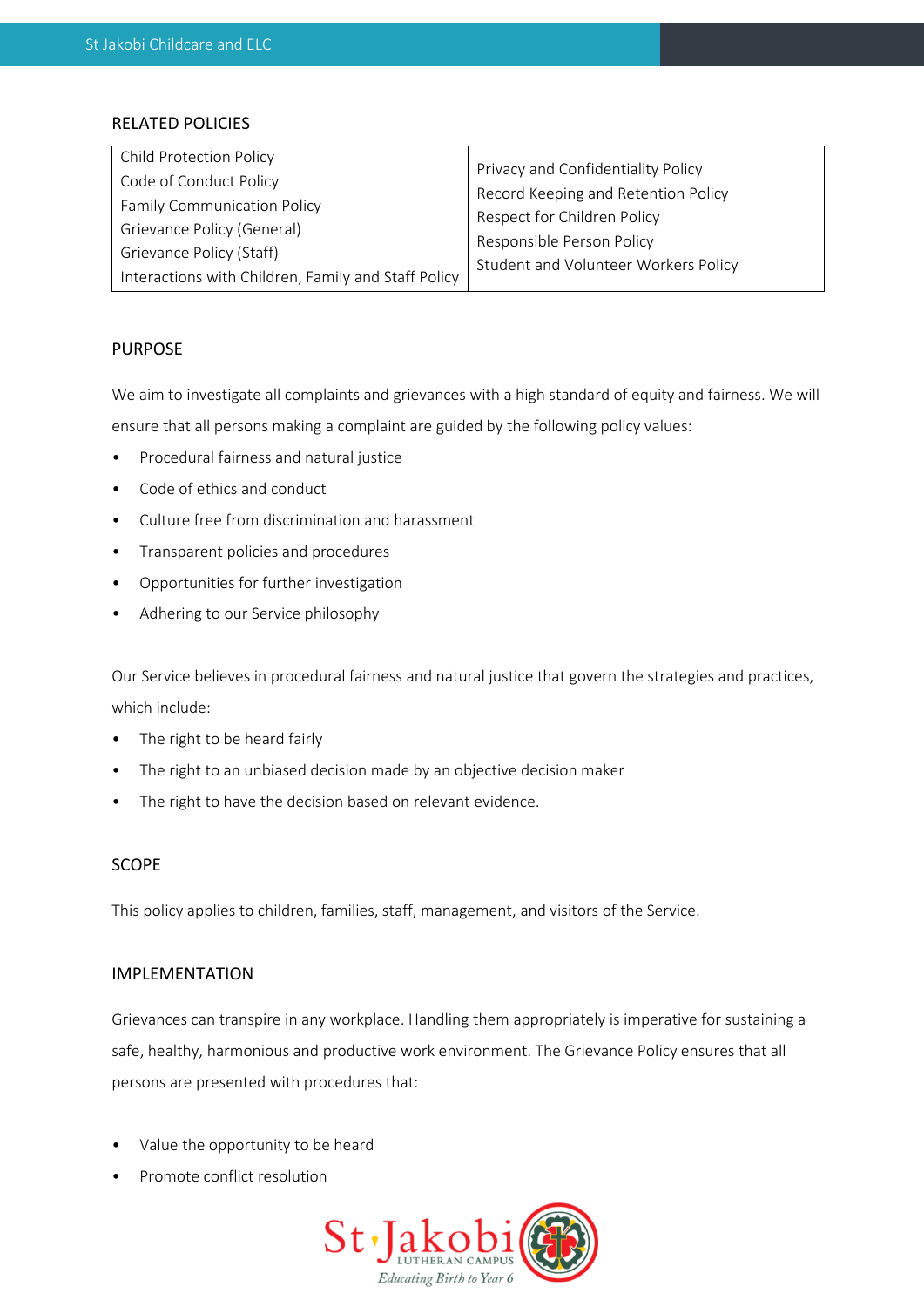## RELATED POLICIES

| | |
|---|---|
| Child Protection Policy<br>Code of Conduct Policy<br>Family Communication Policy<br>Grievance Policy (General)<br>Grievance Policy (Staff)<br>Interactions with Children, Family and Staff Policy | Privacy and Confidentiality Policy<br>Record Keeping and Retention Policy<br>Respect for Children Policy<br>Responsible Person Policy<br>Student and Volunteer Workers Policy |

## PURPOSE

We aim to investigate all complaints and grievances with a high standard of equity and fairness. We will ensure that all persons making a complaint are guided by the following policy values:

- Procedural fairness and natural justice
- Code of ethics and conduct
- Culture free from discrimination and harassment
- Transparent policies and procedures
- Opportunities for further investigation
- Adhering to our Service philosophy

Our Service believes in procedural fairness and natural justice that govern the strategies and practices, which include:

- The right to be heard fairly
- The right to an unbiased decision made by an objective decision maker
- The right to have the decision based on relevant evidence.

## SCOPE

This policy applies to children, families, staff, management, and visitors of the Service.

## IMPLEMENTATION

Grievances can transpire in any workplace. Handling them appropriately is imperative for sustaining a safe, healthy, harmonious and productive work environment. The Grievance Policy ensures that all persons are presented with procedures that:

- Value the opportunity to be heard
- Promote conflict resolution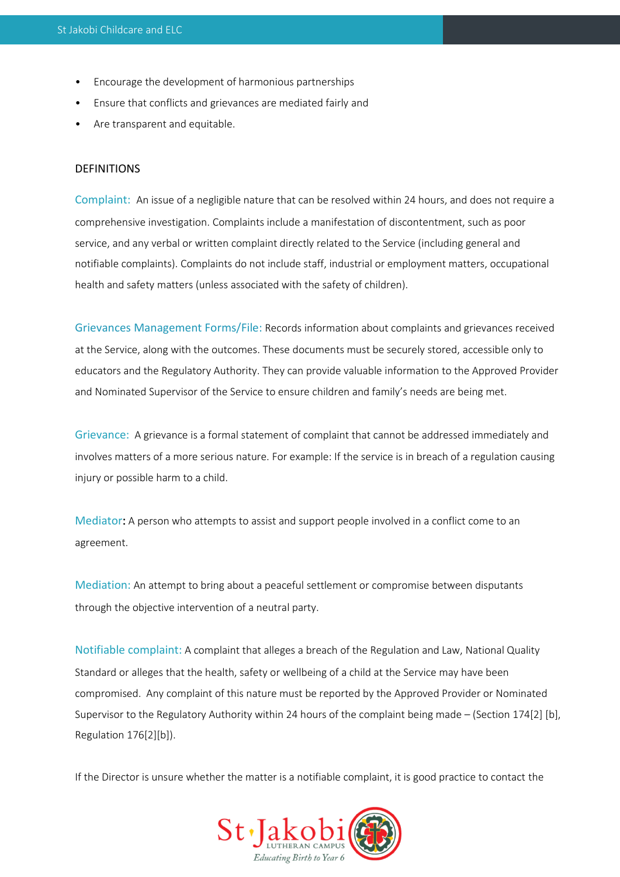- Encourage the development of harmonious partnerships
- Ensure that conflicts and grievances are mediated fairly and
- Are transparent and equitable.

## DEFINITIONS

**Complaint:** An issue of a negligible nature that can be resolved within 24 hours, and does not require a comprehensive investigation. Complaints include a manifestation of discontentment, such as poor service, and any verbal or written complaint directly related to the Service (including general and notifiable complaints). Complaints do not include staff, industrial or employment matters, occupational health and safety matters (unless associated with the safety of children).

**Grievances Management Forms/File:** Records information about complaints and grievances received at the Service, along with the outcomes. These documents must be securely stored, accessible only to educators and the Regulatory Authority. They can provide valuable information to the Approved Provider and Nominated Supervisor of the Service to ensure children and family's needs are being met.

**Grievance:** A grievance is a formal statement of complaint that cannot be addressed immediately and involves matters of a more serious nature. For example: If the service is in breach of a regulation causing injury or possible harm to a child.

**Mediator:** A person who attempts to assist and support people involved in a conflict come to an agreement.

**Mediation:** An attempt to bring about a peaceful settlement or compromise between disputants through the objective intervention of a neutral party.

**Notifiable complaint:** A complaint that alleges a breach of the Regulation and Law, National Quality Standard or alleges that the health, safety or wellbeing of a child at the Service may have been compromised. Any complaint of this nature must be reported by the Approved Provider or Nominated Supervisor to the Regulatory Authority within 24 hours of the complaint being made – (Section 174[2] [b], Regulation 176[2][b]).

If the Director is unsure whether the matter is a notifiable complaint, it is good practice to contact the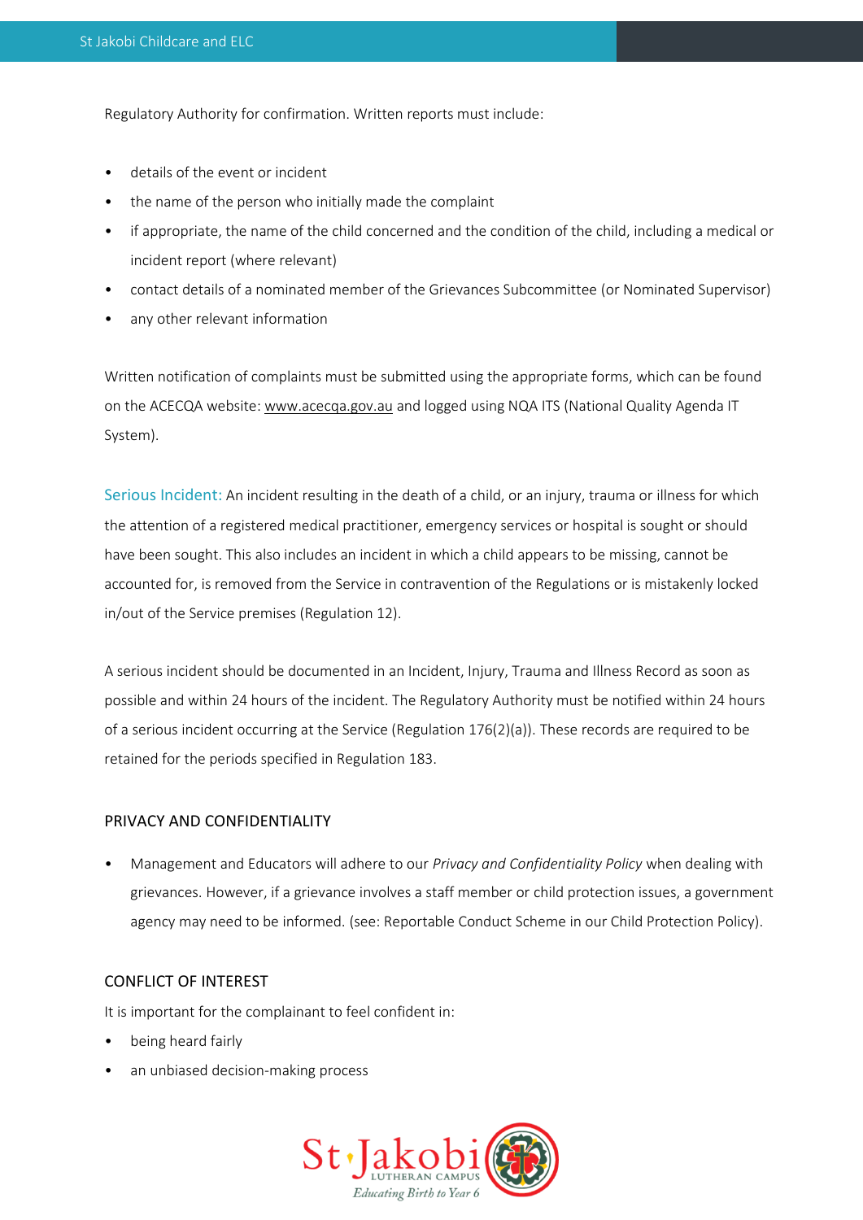Regulatory Authority for confirmation. Written reports must include:

- details of the event or incident
- the name of the person who initially made the complaint
- if appropriate, the name of the child concerned and the condition of the child, including a medical or incident report (where relevant)
- contact details of a nominated member of the Grievances Subcommittee (or Nominated Supervisor)
- any other relevant information

Written notification of complaints must be submitted using the appropriate forms, which can be found on the ACECQA website: www.acecqa.gov.au and logged using NQA ITS (National Quality Agenda IT System).

Serious Incident: An incident resulting in the death of a child, or an injury, trauma or illness for which the attention of a registered medical practitioner, emergency services or hospital is sought or should have been sought. This also includes an incident in which a child appears to be missing, cannot be accounted for, is removed from the Service in contravention of the Regulations or is mistakenly locked in/out of the Service premises (Regulation 12).

A serious incident should be documented in an Incident, Injury, Trauma and Illness Record as soon as possible and within 24 hours of the incident. The Regulatory Authority must be notified within 24 hours of a serious incident occurring at the Service (Regulation 176(2)(a)). These records are required to be retained for the periods specified in Regulation 183.

## PRIVACY AND CONFIDENTIALITY

- Management and Educators will adhere to our *Privacy and Confidentiality Policy* when dealing with grievances. However, if a grievance involves a staff member or child protection issues, a government agency may need to be informed. (see: Reportable Conduct Scheme in our Child Protection Policy).

## CONFLICT OF INTEREST

It is important for the complainant to feel confident in:

- being heard fairly
- an unbiased decision-making process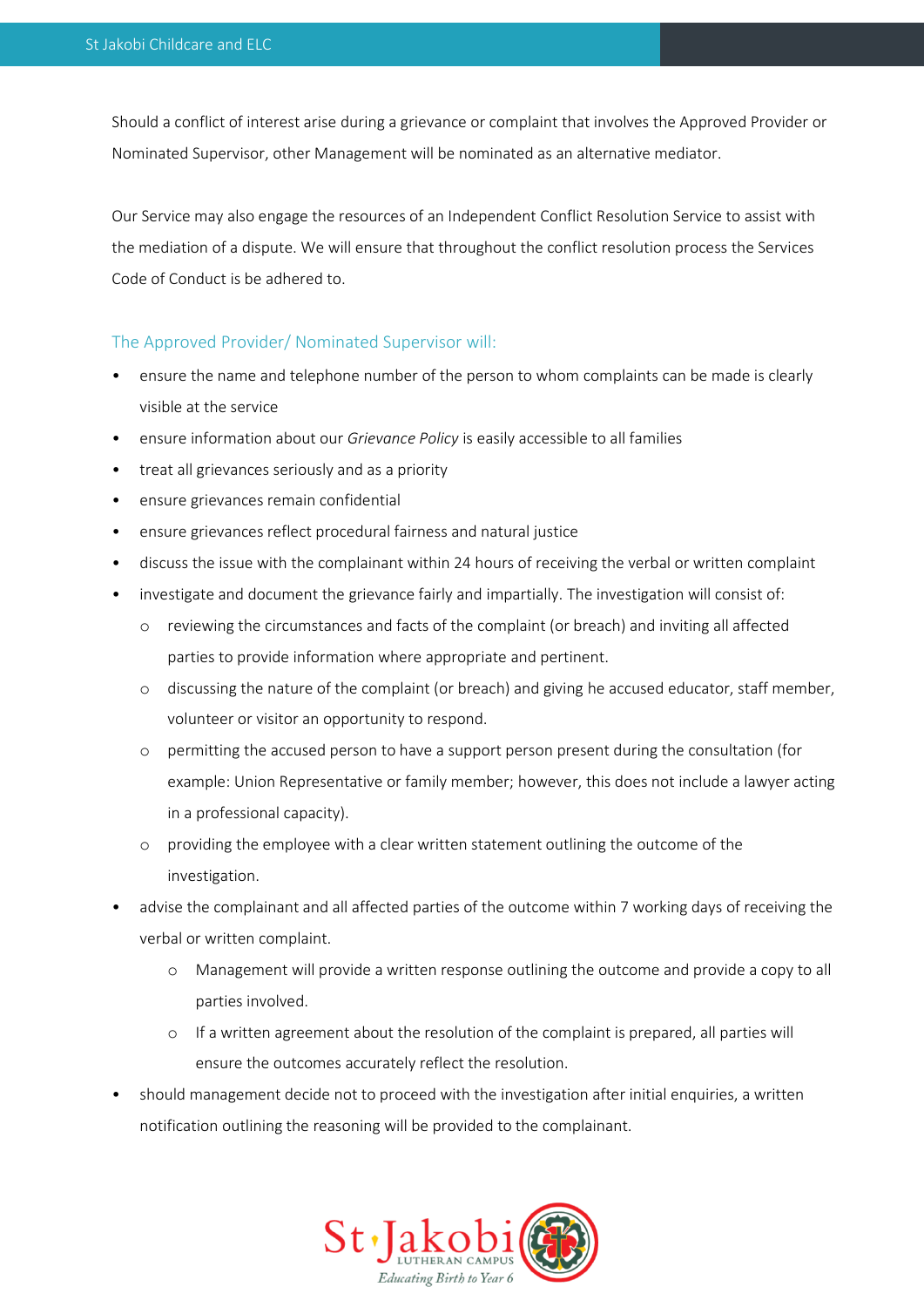Should a conflict of interest arise during a grievance or complaint that involves the Approved Provider or Nominated Supervisor, other Management will be nominated as an alternative mediator.

Our Service may also engage the resources of an Independent Conflict Resolution Service to assist with the mediation of a dispute. We will ensure that throughout the conflict resolution process the Services Code of Conduct is be adhered to.

### The Approved Provider/ Nominated Supervisor will:

- ensure the name and telephone number of the person to whom complaints can be made is clearly visible at the service
- ensure information about our *Grievance Policy* is easily accessible to all families
- treat all grievances seriously and as a priority
- ensure grievances remain confidential
- ensure grievances reflect procedural fairness and natural justice
- discuss the issue with the complainant within 24 hours of receiving the verbal or written complaint
- investigate and document the grievance fairly and impartially. The investigation will consist of:
  - reviewing the circumstances and facts of the complaint (or breach) and inviting all affected parties to provide information where appropriate and pertinent.
  - discussing the nature of the complaint (or breach) and giving he accused educator, staff member, volunteer or visitor an opportunity to respond.
  - permitting the accused person to have a support person present during the consultation (for example: Union Representative or family member; however, this does not include a lawyer acting in a professional capacity).
  - providing the employee with a clear written statement outlining the outcome of the investigation.
- advise the complainant and all affected parties of the outcome within 7 working days of receiving the verbal or written complaint.
  - Management will provide a written response outlining the outcome and provide a copy to all parties involved.
  - If a written agreement about the resolution of the complaint is prepared, all parties will ensure the outcomes accurately reflect the resolution.
- should management decide not to proceed with the investigation after initial enquiries, a written notification outlining the reasoning will be provided to the complainant.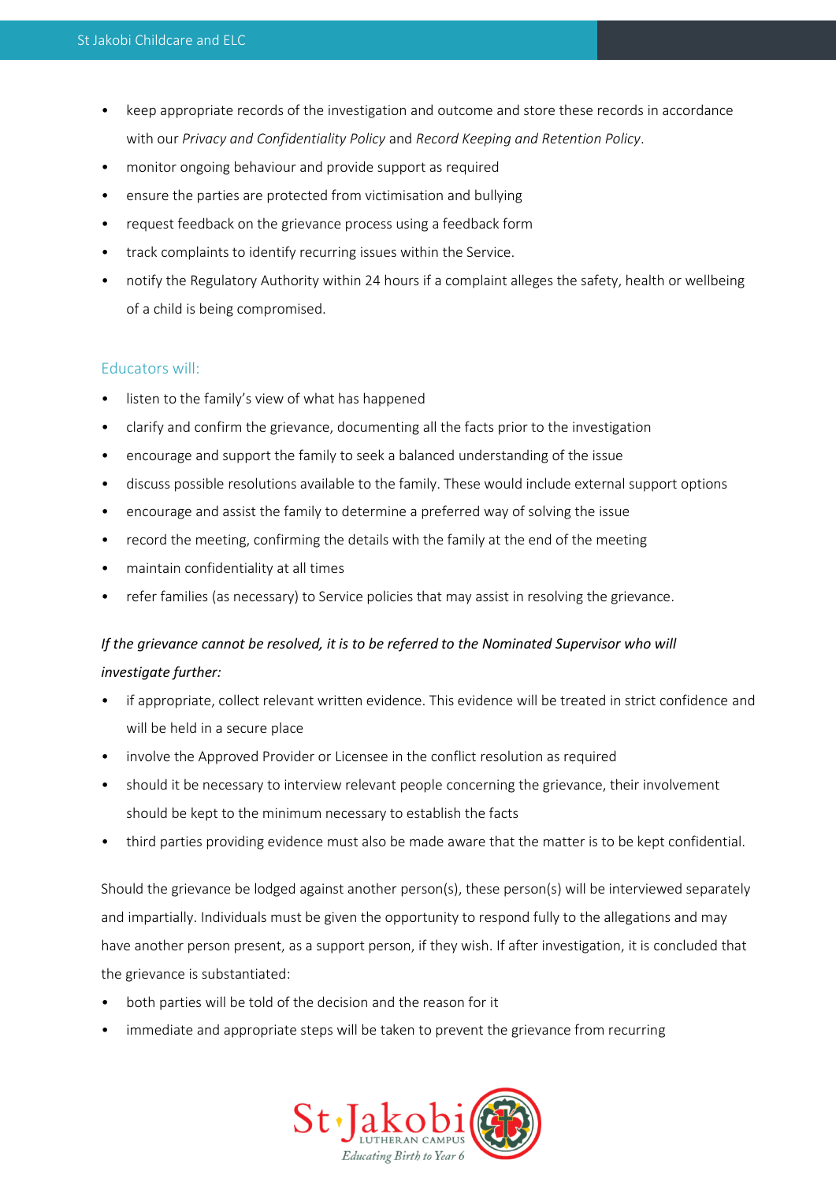- keep appropriate records of the investigation and outcome and store these records in accordance with our *Privacy and Confidentiality Policy* and *Record Keeping and Retention Policy*.
- monitor ongoing behaviour and provide support as required
- ensure the parties are protected from victimisation and bullying
- request feedback on the grievance process using a feedback form
- track complaints to identify recurring issues within the Service.
- notify the Regulatory Authority within 24 hours if a complaint alleges the safety, health or wellbeing of a child is being compromised.

### Educators will:

- listen to the family's view of what has happened
- clarify and confirm the grievance, documenting all the facts prior to the investigation
- encourage and support the family to seek a balanced understanding of the issue
- discuss possible resolutions available to the family. These would include external support options
- encourage and assist the family to determine a preferred way of solving the issue
- record the meeting, confirming the details with the family at the end of the meeting
- maintain confidentiality at all times
- refer families (as necessary) to Service policies that may assist in resolving the grievance.

*If the grievance cannot be resolved, it is to be referred to the Nominated Supervisor who will investigate further:*

- if appropriate, collect relevant written evidence. This evidence will be treated in strict confidence and will be held in a secure place
- involve the Approved Provider or Licensee in the conflict resolution as required
- should it be necessary to interview relevant people concerning the grievance, their involvement should be kept to the minimum necessary to establish the facts
- third parties providing evidence must also be made aware that the matter is to be kept confidential.

Should the grievance be lodged against another person(s), these person(s) will be interviewed separately and impartially. Individuals must be given the opportunity to respond fully to the allegations and may have another person present, as a support person, if they wish. If after investigation, it is concluded that the grievance is substantiated:

- both parties will be told of the decision and the reason for it
- immediate and appropriate steps will be taken to prevent the grievance from recurring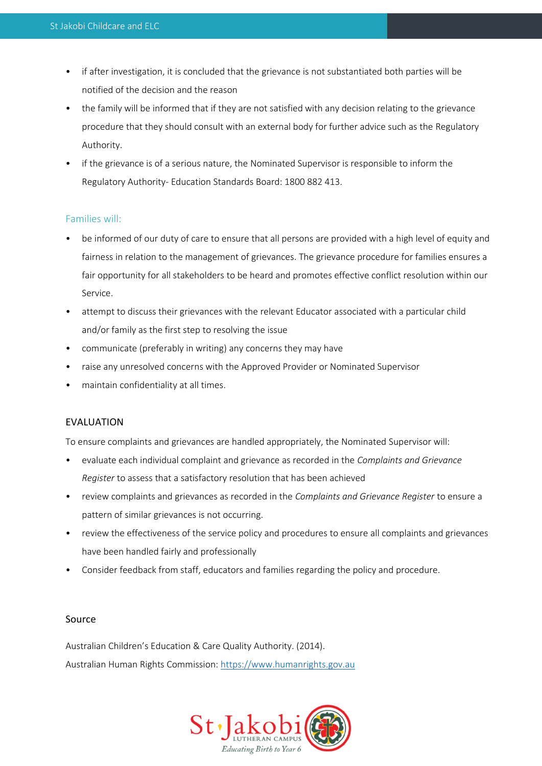- if after investigation, it is concluded that the grievance is not substantiated both parties will be notified of the decision and the reason
- the family will be informed that if they are not satisfied with any decision relating to the grievance procedure that they should consult with an external body for further advice such as the Regulatory Authority.
- if the grievance is of a serious nature, the Nominated Supervisor is responsible to inform the Regulatory Authority- Education Standards Board: 1800 882 413.

### Families will:

- be informed of our duty of care to ensure that all persons are provided with a high level of equity and fairness in relation to the management of grievances. The grievance procedure for families ensures a fair opportunity for all stakeholders to be heard and promotes effective conflict resolution within our Service.
- attempt to discuss their grievances with the relevant Educator associated with a particular child and/or family as the first step to resolving the issue
- communicate (preferably in writing) any concerns they may have
- raise any unresolved concerns with the Approved Provider or Nominated Supervisor
- maintain confidentiality at all times.

## EVALUATION

To ensure complaints and grievances are handled appropriately, the Nominated Supervisor will:

- evaluate each individual complaint and grievance as recorded in the *Complaints and Grievance Register* to assess that a satisfactory resolution that has been achieved
- review complaints and grievances as recorded in the *Complaints and Grievance Register* to ensure a pattern of similar grievances is not occurring.
- review the effectiveness of the service policy and procedures to ensure all complaints and grievances have been handled fairly and professionally
- Consider feedback from staff, educators and families regarding the policy and procedure.

## Source

Australian Children's Education & Care Quality Authority. (2014).

Australian Human Rights Commission: https://www.humanrights.gov.au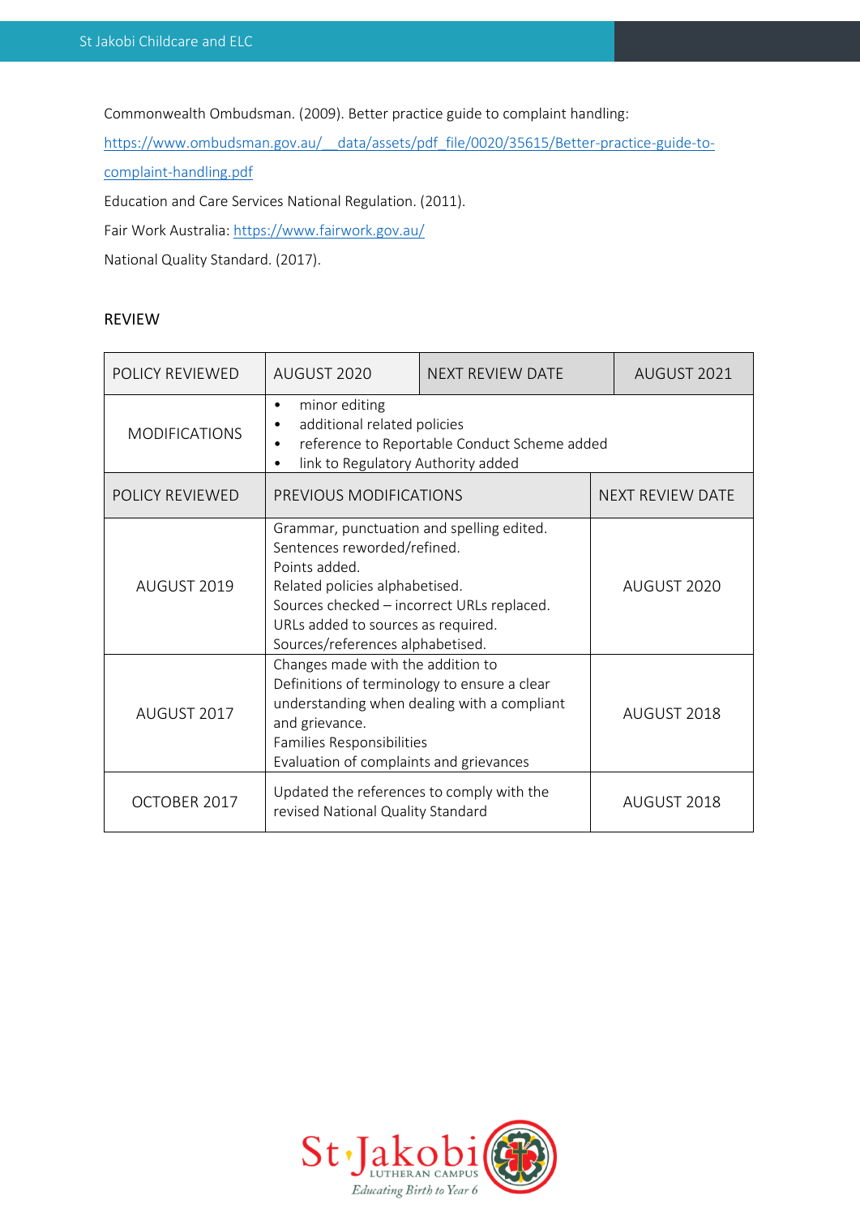Commonwealth Ombudsman. (2009). Better practice guide to complaint handling: https://www.ombudsman.gov.au/__data/assets/pdf_file/0020/35615/Better-practice-guide-to-complaint-handling.pdf

Education and Care Services National Regulation. (2011).

Fair Work Australia: https://www.fairwork.gov.au/

National Quality Standard. (2017).

## REVIEW

| POLICY REVIEWED | AUGUST 2020 | NEXT REVIEW DATE | AUGUST 2021 |
|---|---|---|---|
| MODIFICATIONS | • minor editing<br>• additional related policies<br>• reference to Reportable Conduct Scheme added<br>• link to Regulatory Authority added | | |
| POLICY REVIEWED | PREVIOUS MODIFICATIONS | | NEXT REVIEW DATE |
| AUGUST 2019 | Grammar, punctuation and spelling edited.<br>Sentences reworded/refined.<br>Points added.<br>Related policies alphabetised.<br>Sources checked – incorrect URLs replaced.<br>URLs added to sources as required.<br>Sources/references alphabetised. | | AUGUST 2020 |
| AUGUST 2017 | Changes made with the addition to Definitions of terminology to ensure a clear understanding when dealing with a compliant and grievance.<br>Families Responsibilities<br>Evaluation of complaints and grievances | | AUGUST 2018 |
| OCTOBER 2017 | Updated the references to comply with the revised National Quality Standard | | AUGUST 2018 |